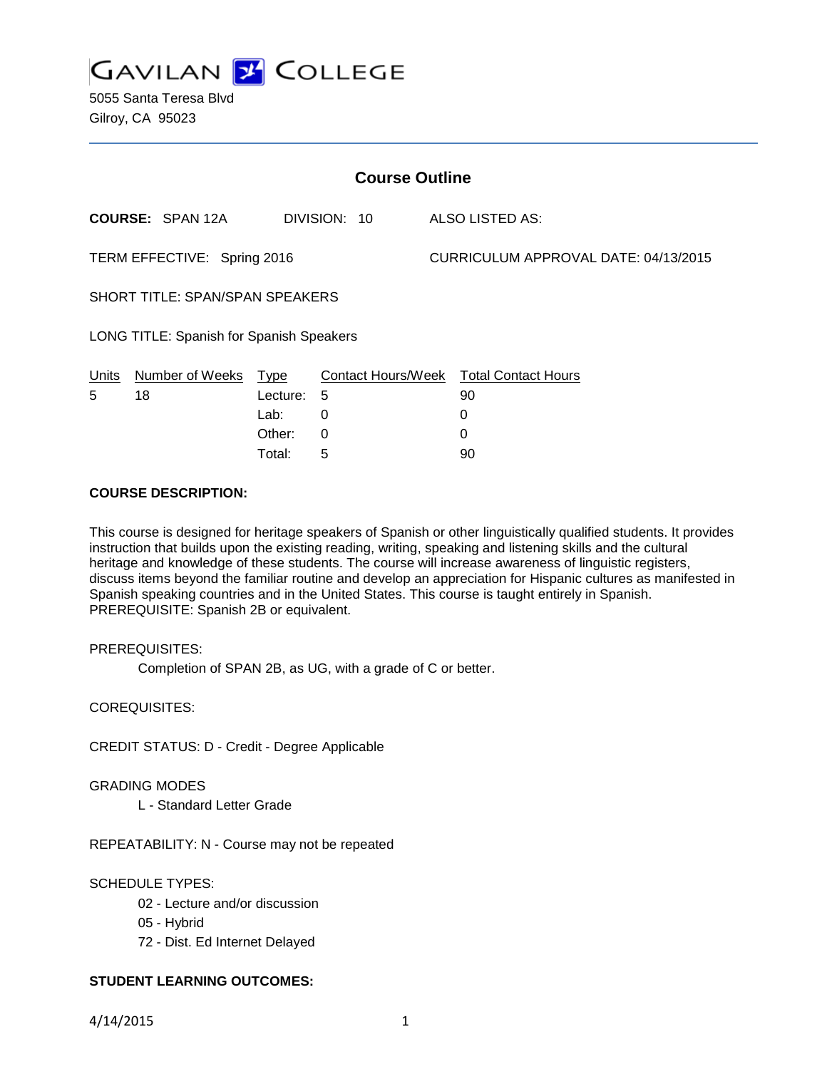# GAVILAN COLLEGE

5055 Santa Teresa Blvd
Gilroy, CA 95023

## Course Outline

**COURSE:** SPAN 12A DIVISION: 10 ALSO LISTED AS:

TERM EFFECTIVE: Spring 2016 CURRICULUM APPROVAL DATE: 04/13/2015

SHORT TITLE: SPAN/SPAN SPEAKERS

LONG TITLE: Spanish for Spanish Speakers

| Units | Number of Weeks | Type | Contact Hours/Week | Total Contact Hours |
|---|---|---|---|---|
| 5 | 18 | Lecture: | 5 | 90 |
| | | Lab: | 0 | 0 |
| | | Other: | 0 | 0 |
| | | Total: | 5 | 90 |

**COURSE DESCRIPTION:**

This course is designed for heritage speakers of Spanish or other linguistically qualified students. It provides instruction that builds upon the existing reading, writing, speaking and listening skills and the cultural heritage and knowledge of these students. The course will increase awareness of linguistic registers, discuss items beyond the familiar routine and develop an appreciation for Hispanic cultures as manifested in Spanish speaking countries and in the United States. This course is taught entirely in Spanish. PREREQUISITE: Spanish 2B or equivalent.

PREREQUISITES:

Completion of SPAN 2B, as UG, with a grade of C or better.

COREQUISITES:

CREDIT STATUS: D - Credit - Degree Applicable

GRADING MODES

L - Standard Letter Grade

REPEATABILITY: N - Course may not be repeated

SCHEDULE TYPES:

02 - Lecture and/or discussion
05 - Hybrid
72 - Dist. Ed Internet Delayed

**STUDENT LEARNING OUTCOMES:**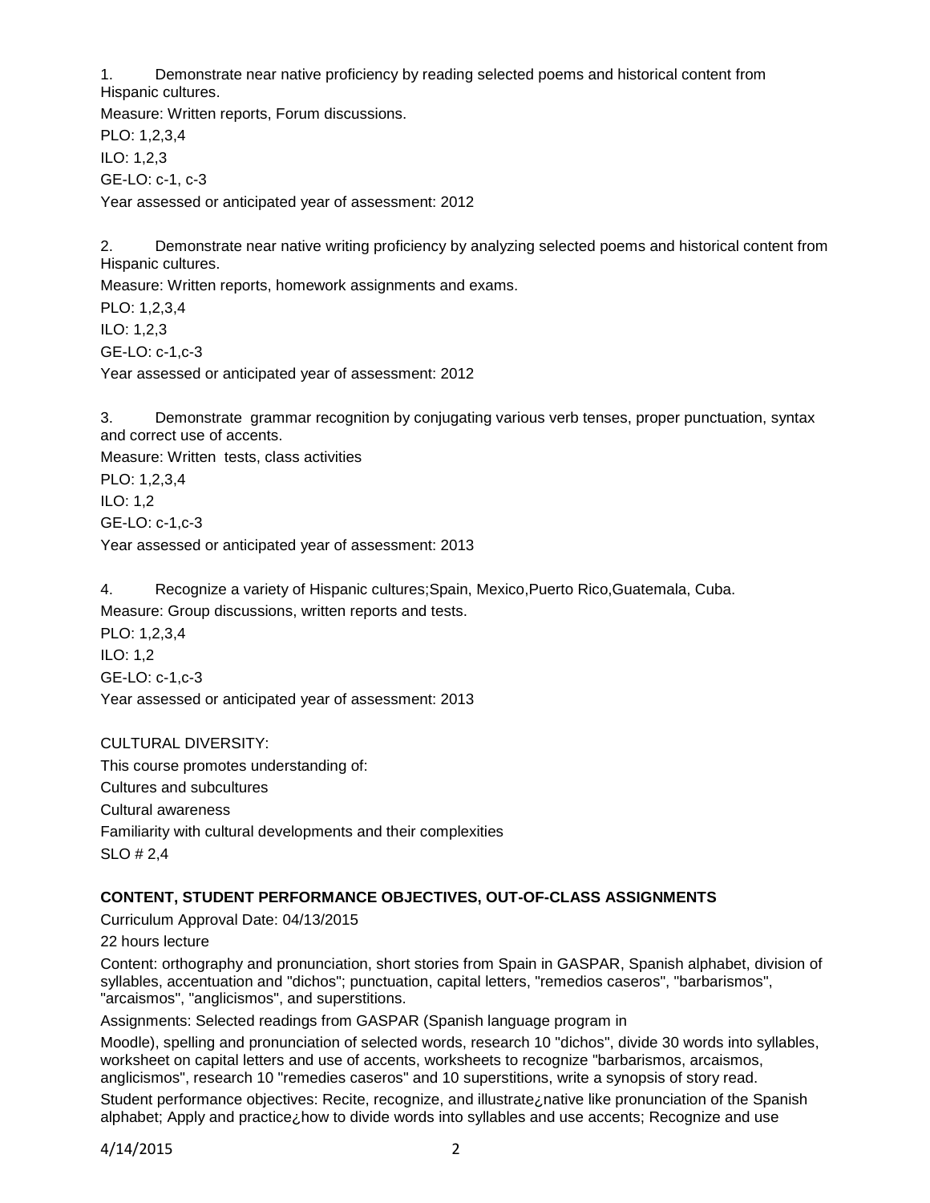1. Demonstrate near native proficiency by reading selected poems and historical content from Hispanic cultures.

Measure: Written reports, Forum discussions.

PLO: 1,2,3,4

ILO: 1,2,3

GE-LO: c-1, c-3

Year assessed or anticipated year of assessment: 2012

2. Demonstrate near native writing proficiency by analyzing selected poems and historical content from Hispanic cultures.

Measure: Written reports, homework assignments and exams.

PLO: 1,2,3,4

ILO: 1,2,3

GE-LO: c-1,c-3

Year assessed or anticipated year of assessment: 2012

3. Demonstrate grammar recognition by conjugating various verb tenses, proper punctuation, syntax and correct use of accents.

Measure: Written tests, class activities

PLO: 1,2,3,4

ILO: 1,2

GE-LO: c-1,c-3

Year assessed or anticipated year of assessment: 2013

4. Recognize a variety of Hispanic cultures;Spain, Mexico,Puerto Rico,Guatemala, Cuba.

Measure: Group discussions, written reports and tests.

PLO: 1,2,3,4

ILO: 1,2

GE-LO: c-1,c-3

Year assessed or anticipated year of assessment: 2013

CULTURAL DIVERSITY:

This course promotes understanding of:

Cultures and subcultures

Cultural awareness

Familiarity with cultural developments and their complexities

SLO # 2,4

**CONTENT, STUDENT PERFORMANCE OBJECTIVES, OUT-OF-CLASS ASSIGNMENTS**

Curriculum Approval Date: 04/13/2015

22 hours lecture

Content: orthography and pronunciation, short stories from Spain in GASPAR, Spanish alphabet, division of syllables, accentuation and "dichos"; punctuation, capital letters, "remedios caseros", "barbarismos", "arcaismos", "anglicismos", and superstitions.

Assignments: Selected readings from GASPAR (Spanish language program in

Moodle), spelling and pronunciation of selected words, research 10 "dichos", divide 30 words into syllables, worksheet on capital letters and use of accents, worksheets to recognize "barbarismos, arcaismos, anglicismos", research 10 "remedies caseros" and 10 superstitions, write a synopsis of story read.

Student performance objectives: Recite, recognize, and illustrate¿native like pronunciation of the Spanish alphabet; Apply and practice¿how to divide words into syllables and use accents; Recognize and use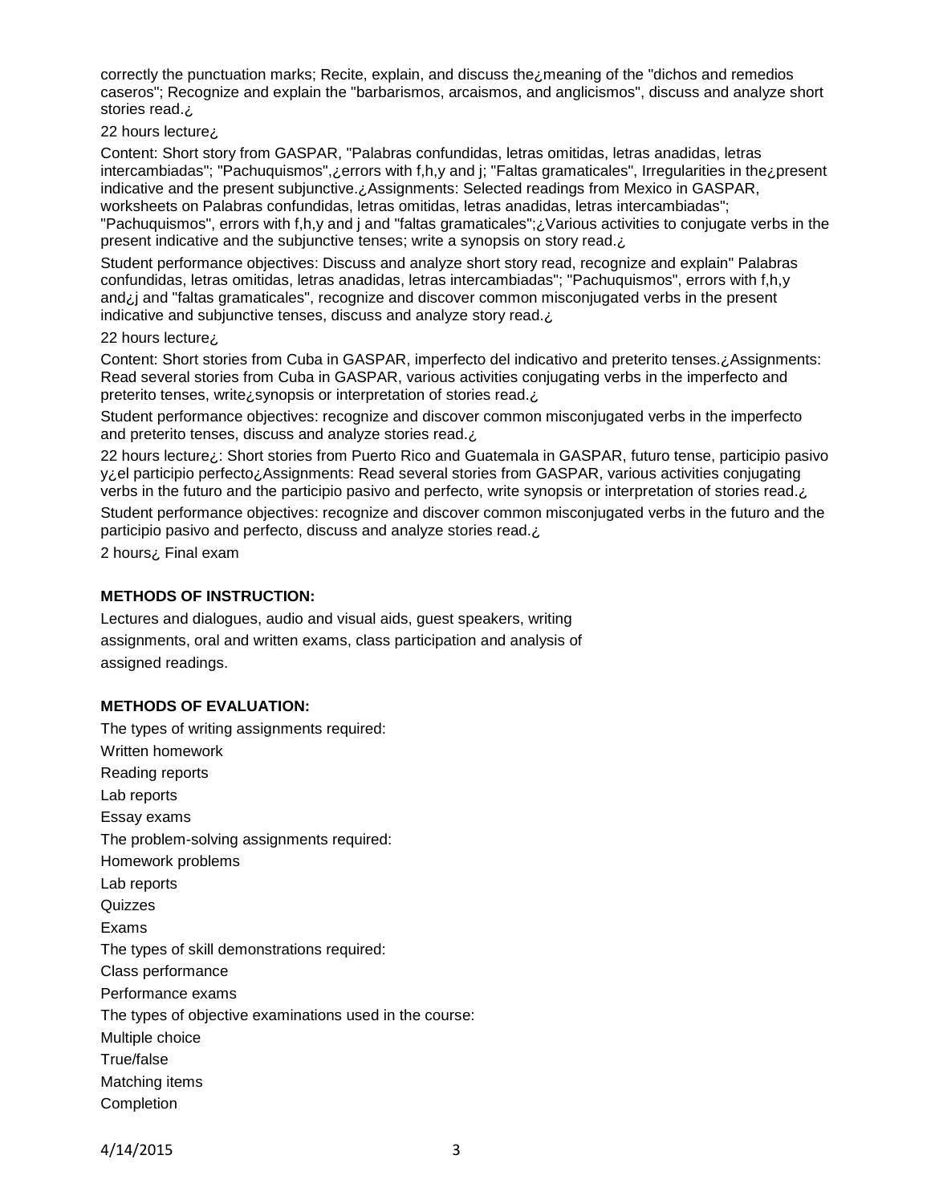correctly the punctuation marks; Recite, explain, and discuss the¿meaning of the "dichos and remedios caseros"; Recognize and explain the "barbarismos, arcaismos, and anglicismos", discuss and analyze short stories read.¿

22 hours lecture¿

Content: Short story from GASPAR, "Palabras confundidas, letras omitidas, letras anadidas, letras intercambiadas"; "Pachuquismos",¿errors with f,h,y and j; "Faltas gramaticales", Irregularities in the¿present indicative and the present subjunctive.¿Assignments: Selected readings from Mexico in GASPAR, worksheets on Palabras confundidas, letras omitidas, letras anadidas, letras intercambiadas"; "Pachuquismos", errors with f,h,y and j and "faltas gramaticales";¿Various activities to conjugate verbs in the present indicative and the subjunctive tenses; write a synopsis on story read.¿

Student performance objectives: Discuss and analyze short story read, recognize and explain" Palabras confundidas, letras omitidas, letras anadidas, letras intercambiadas"; "Pachuquismos", errors with f,h,y and¿j and "faltas gramaticales", recognize and discover common misconjugated verbs in the present indicative and subjunctive tenses, discuss and analyze story read.¿

22 hours lecture¿

Content: Short stories from Cuba in GASPAR, imperfecto del indicativo and preterito tenses.¿Assignments: Read several stories from Cuba in GASPAR, various activities conjugating verbs in the imperfecto and preterito tenses, write¿synopsis or interpretation of stories read.¿

Student performance objectives: recognize and discover common misconjugated verbs in the imperfecto and preterito tenses, discuss and analyze stories read.¿

22 hours lecture¿: Short stories from Puerto Rico and Guatemala in GASPAR, futuro tense, participio pasivo y¿el participio perfecto¿Assignments: Read several stories from GASPAR, various activities conjugating verbs in the futuro and the participio pasivo and perfecto, write synopsis or interpretation of stories read.¿

Student performance objectives: recognize and discover common misconjugated verbs in the futuro and the participio pasivo and perfecto, discuss and analyze stories read.¿

2 hours¿ Final exam

**METHODS OF INSTRUCTION:**

Lectures and dialogues, audio and visual aids, guest speakers, writing assignments, oral and written exams, class participation and analysis of assigned readings.

**METHODS OF EVALUATION:**

The types of writing assignments required:

Written homework

Reading reports

Lab reports

Essay exams

The problem-solving assignments required:

Homework problems

Lab reports

Quizzes

Exams

The types of skill demonstrations required:

Class performance

Performance exams

The types of objective examinations used in the course:

Multiple choice

True/false

Matching items

Completion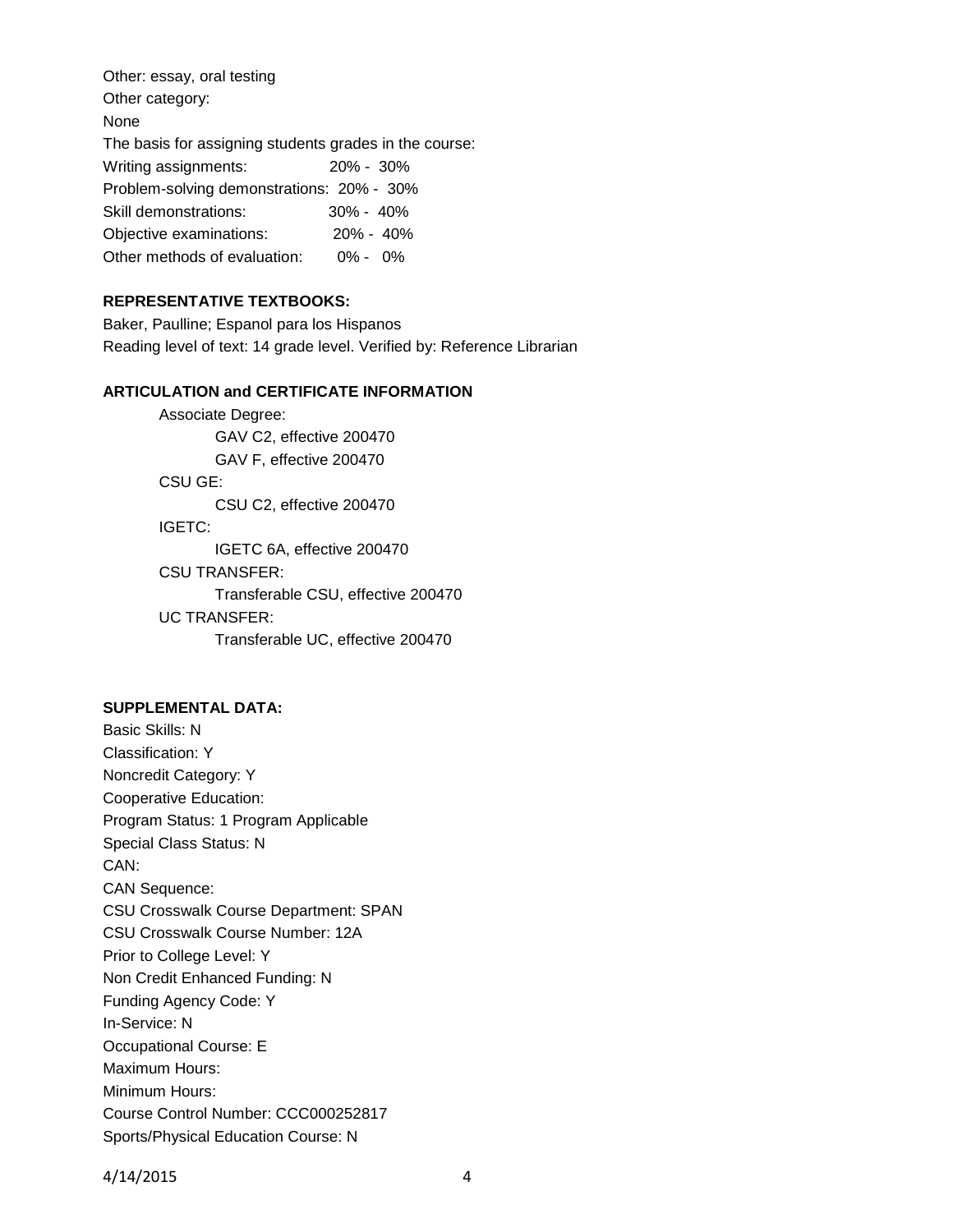Other: essay, oral testing
Other category:
None
The basis for assigning students grades in the course:

| | |
|---|---|
| Writing assignments: | 20% - 30% |
| Problem-solving demonstrations: | 20% - 30% |
| Skill demonstrations: | 30% - 40% |
| Objective examinations: | 20% - 40% |
| Other methods of evaluation: | 0% - 0% |

**REPRESENTATIVE TEXTBOOKS:**

Baker, Paulline; Espanol para los Hispanos
Reading level of text: 14 grade level. Verified by: Reference Librarian

**ARTICULATION and CERTIFICATE INFORMATION**

Associate Degree:
- GAV C2, effective 200470
- GAV F, effective 200470

CSU GE:
- CSU C2, effective 200470

IGETC:
- IGETC 6A, effective 200470

CSU TRANSFER:
- Transferable CSU, effective 200470

UC TRANSFER:
- Transferable UC, effective 200470

**SUPPLEMENTAL DATA:**

Basic Skills: N
Classification: Y
Noncredit Category: Y
Cooperative Education:
Program Status: 1 Program Applicable
Special Class Status: N
CAN:
CAN Sequence:
CSU Crosswalk Course Department: SPAN
CSU Crosswalk Course Number: 12A
Prior to College Level: Y
Non Credit Enhanced Funding: N
Funding Agency Code: Y
In-Service: N
Occupational Course: E
Maximum Hours:
Minimum Hours:
Course Control Number: CCC000252817
Sports/Physical Education Course: N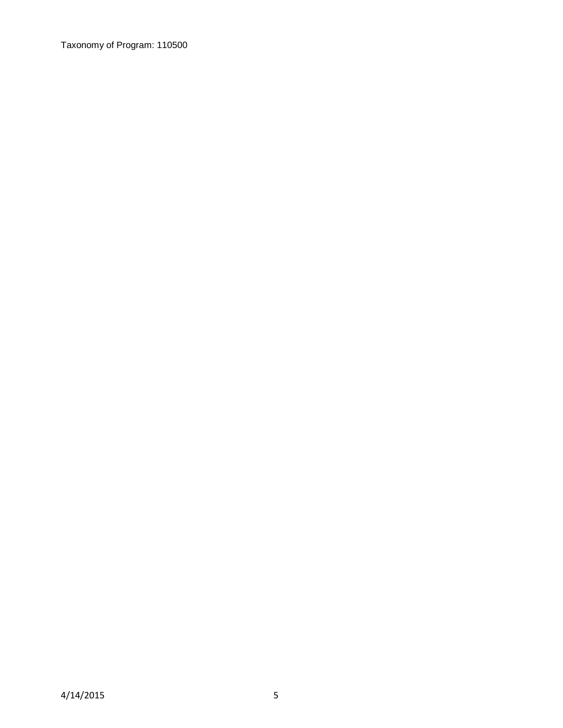Taxonomy of Program: 110500